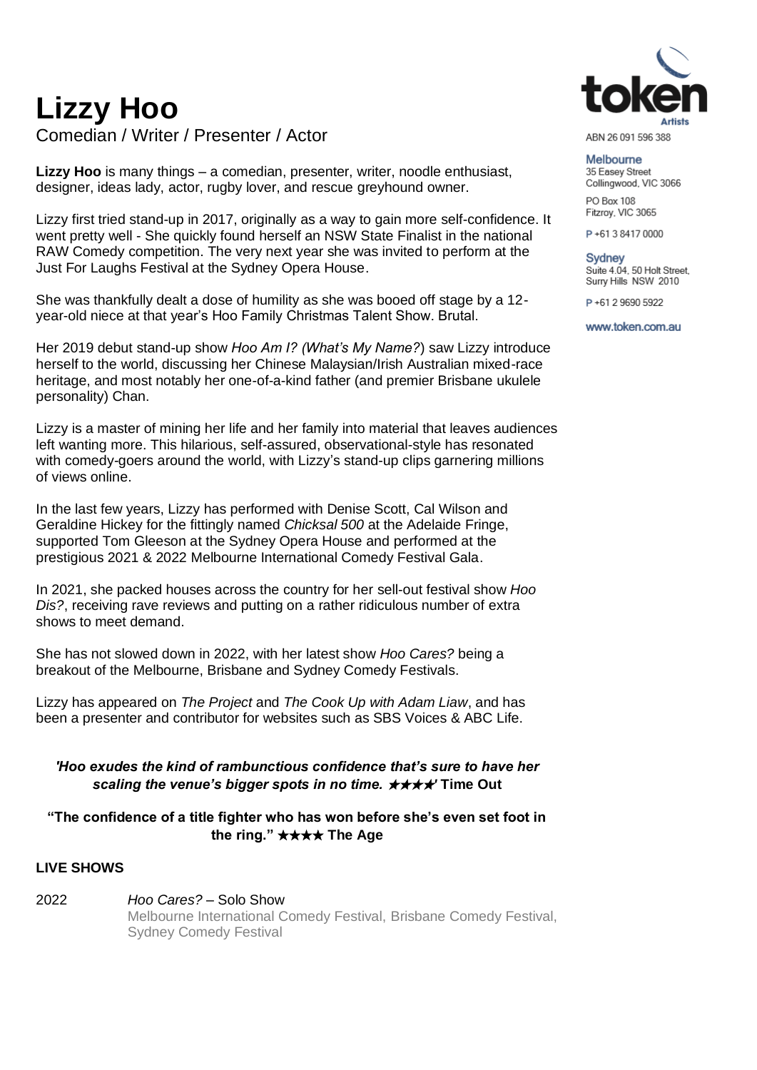# Lizzy Hoo

Comedian / Writer / Presenter / Actor

ABN 26 091 596 388

**Melbourne**
35 Easey Street
Collingwood, VIC 3066

PO Box 108
Fitzroy, VIC 3065

P +61 3 8417 0000

**Sydney**
Suite 4.04, 50 Holt Street,
Surry Hills NSW 2010

P +61 2 9690 5922

www.token.com.au

**Lizzy Hoo** is many things – a comedian, presenter, writer, noodle enthusiast, designer, ideas lady, actor, rugby lover, and rescue greyhound owner.

Lizzy first tried stand-up in 2017, originally as a way to gain more self-confidence. It went pretty well - She quickly found herself an NSW State Finalist in the national RAW Comedy competition. The very next year she was invited to perform at the Just For Laughs Festival at the Sydney Opera House.

She was thankfully dealt a dose of humility as she was booed off stage by a 12-year-old niece at that year's Hoo Family Christmas Talent Show. Brutal.

Her 2019 debut stand-up show *Hoo Am I? (What's My Name?*) saw Lizzy introduce herself to the world, discussing her Chinese Malaysian/Irish Australian mixed-race heritage, and most notably her one-of-a-kind father (and premier Brisbane ukulele personality) Chan.

Lizzy is a master of mining her life and her family into material that leaves audiences left wanting more. This hilarious, self-assured, observational-style has resonated with comedy-goers around the world, with Lizzy's stand-up clips garnering millions of views online.

In the last few years, Lizzy has performed with Denise Scott, Cal Wilson and Geraldine Hickey for the fittingly named *Chicksal 500* at the Adelaide Fringe, supported Tom Gleeson at the Sydney Opera House and performed at the prestigious 2021 & 2022 Melbourne International Comedy Festival Gala.

In 2021, she packed houses across the country for her sell-out festival show *Hoo Dis?*, receiving rave reviews and putting on a rather ridiculous number of extra shows to meet demand.

She has not slowed down in 2022, with her latest show *Hoo Cares?* being a breakout of the Melbourne, Brisbane and Sydney Comedy Festivals.

Lizzy has appeared on *The Project* and *The Cook Up with Adam Liaw*, and has been a presenter and contributor for websites such as SBS Voices & ABC Life.

***'Hoo exudes the kind of rambunctious confidence that's sure to have her scaling the venue's bigger spots in no time. ★★★★'* Time Out**

**"The confidence of a title fighter who has won before she's even set foot in the ring." ★★★★ The Age**

**LIVE SHOWS**

2022 *Hoo Cares?* – Solo Show
Melbourne International Comedy Festival, Brisbane Comedy Festival, Sydney Comedy Festival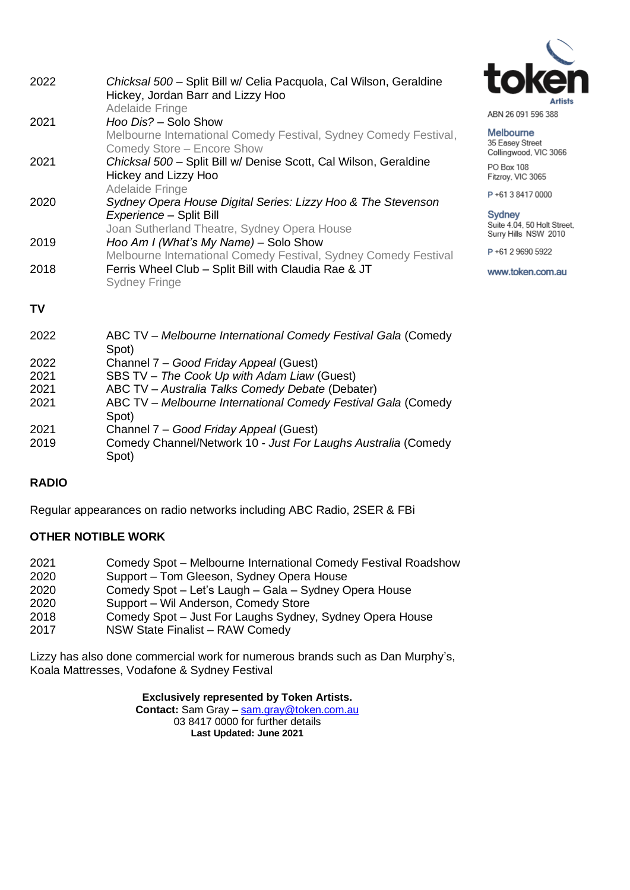| | |
|---|---|
| 2022 | *Chicksal 500* – Split Bill w/ Celia Pacquola, Cal Wilson, Geraldine Hickey, Jordan Barr and Lizzy Hoo<br>Adelaide Fringe |
| 2021 | *Hoo Dis?* – Solo Show<br>Melbourne International Comedy Festival, Sydney Comedy Festival, Comedy Store – Encore Show |
| 2021 | *Chicksal 500* – Split Bill w/ Denise Scott, Cal Wilson, Geraldine Hickey and Lizzy Hoo<br>Adelaide Fringe |
| 2020 | *Sydney Opera House Digital Series: Lizzy Hoo & The Stevenson Experience* – Split Bill<br>Joan Sutherland Theatre, Sydney Opera House |
| 2019 | *Hoo Am I (What's My Name)* – Solo Show<br>Melbourne International Comedy Festival, Sydney Comedy Festival |
| 2018 | Ferris Wheel Club – Split Bill with Claudia Rae & JT<br>Sydney Fringe |

token Artists

ABN 26 091 596 388

Melbourne
35 Easey Street
Collingwood, VIC 3066

PO Box 108
Fitzroy, VIC 3065

P +61 3 8417 0000

Sydney
Suite 4.04, 50 Holt Street,
Surry Hills NSW 2010

P +61 2 9690 5922

www.token.com.au

**TV**

| | |
|---|---|
| 2022 | ABC TV – *Melbourne International Comedy Festival Gala* (Comedy Spot) |
| 2022 | Channel 7 – *Good Friday Appeal* (Guest) |
| 2021 | SBS TV – *The Cook Up with Adam Liaw* (Guest) |
| 2021 | ABC TV – *Australia Talks Comedy Debate* (Debater) |
| 2021 | ABC TV – *Melbourne International Comedy Festival Gala* (Comedy Spot) |
| 2021 | Channel 7 – *Good Friday Appeal* (Guest) |
| 2019 | Comedy Channel/Network 10 - *Just For Laughs Australia* (Comedy Spot) |

**RADIO**

Regular appearances on radio networks including ABC Radio, 2SER & FBi

**OTHER NOTIBLE WORK**

| | |
|---|---|
| 2021 | Comedy Spot – Melbourne International Comedy Festival Roadshow |
| 2020 | Support – Tom Gleeson, Sydney Opera House |
| 2020 | Comedy Spot – Let's Laugh – Gala – Sydney Opera House |
| 2020 | Support – Wil Anderson, Comedy Store |
| 2018 | Comedy Spot – Just For Laughs Sydney, Sydney Opera House |
| 2017 | NSW State Finalist – RAW Comedy |

Lizzy has also done commercial work for numerous brands such as Dan Murphy's, Koala Mattresses, Vodafone & Sydney Festival

**Exclusively represented by Token Artists.**
**Contact:** Sam Gray – sam.gray@token.com.au
03 8417 0000 for further details
**Last Updated: June 2021**